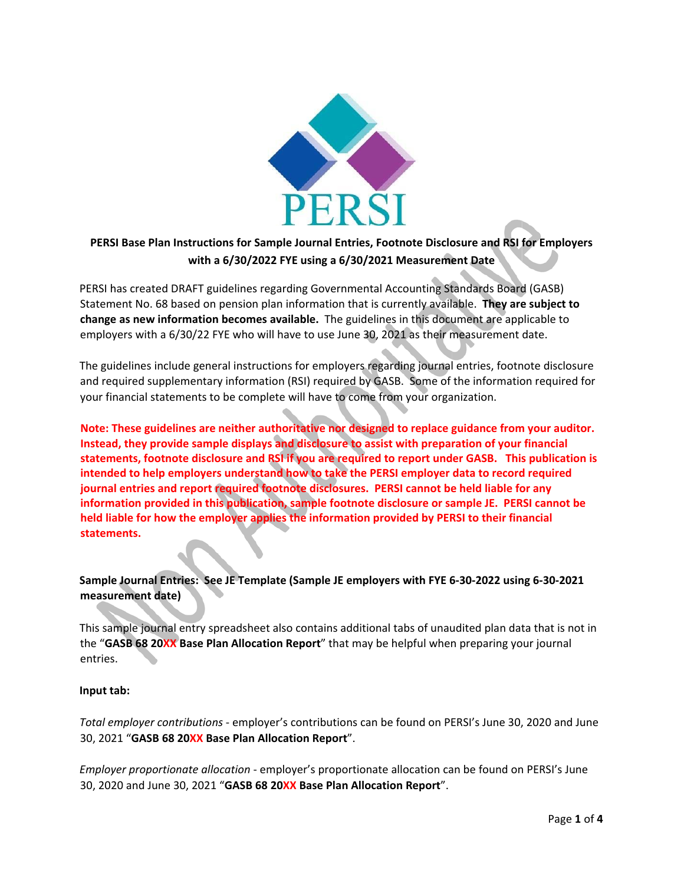PERSI

**PERSI Base Plan Instructions for Sample Journal Entries, Footnote Disclosure and RSI for Employers with a 6/30/2022 FYE using a 6/30/2021 Measurement Date**

PERSI has created DRAFT guidelines regarding Governmental Accounting Standards Board (GASB) Statement No. 68 based on pension plan information that is currently available. **They are subject to change as new information becomes available.** The guidelines in this document are applicable to employers with a 6/30/22 FYE who will have to use June 30, 2021 as their measurement date.

The guidelines include general instructions for employers regarding journal entries, footnote disclosure and required supplementary information (RSI) required by GASB. Some of the information required for your financial statements to be complete will have to come from your organization.

**Note: These guidelines are neither authoritative nor designed to replace guidance from your auditor. Instead, they provide sample displays and disclosure to assist with preparation of your financial statements, footnote disclosure and RSI if you are required to report under GASB. This publication is intended to help employers understand how to take the PERSI employer data to record required journal entries and report required footnote disclosures. PERSI cannot be held liable for any information provided in this publication, sample footnote disclosure or sample JE. PERSI cannot be held liable for how the employer applies the information provided by PERSI to their financial statements.**

**Sample Journal Entries: See JE Template (Sample JE employers with FYE 6-30-2022 using 6-30-2021 measurement date)**

This sample journal entry spreadsheet also contains additional tabs of unaudited plan data that is not in the "**GASB 68 20XX Base Plan Allocation Report**" that may be helpful when preparing your journal entries.

**Input tab:**

*Total employer contributions* - employer's contributions can be found on PERSI's June 30, 2020 and June 30, 2021 "**GASB 68 20XX Base Plan Allocation Report**".

*Employer proportionate allocation* - employer's proportionate allocation can be found on PERSI's June 30, 2020 and June 30, 2021 "**GASB 68 20XX Base Plan Allocation Report**".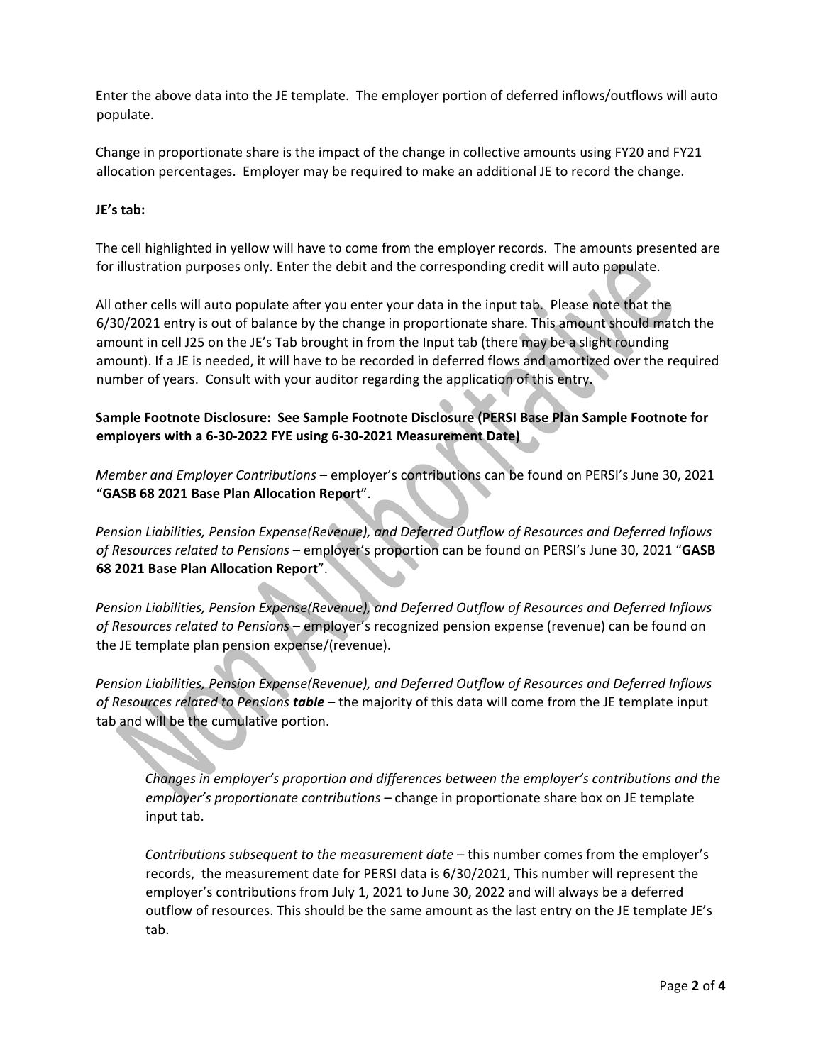Enter the above data into the JE template. The employer portion of deferred inflows/outflows will auto populate.

Change in proportionate share is the impact of the change in collective amounts using FY20 and FY21 allocation percentages. Employer may be required to make an additional JE to record the change.

**JE's tab:**

The cell highlighted in yellow will have to come from the employer records. The amounts presented are for illustration purposes only. Enter the debit and the corresponding credit will auto populate.

All other cells will auto populate after you enter your data in the input tab. Please note that the 6/30/2021 entry is out of balance by the change in proportionate share. This amount should match the amount in cell J25 on the JE's Tab brought in from the Input tab (there may be a slight rounding amount). If a JE is needed, it will have to be recorded in deferred flows and amortized over the required number of years. Consult with your auditor regarding the application of this entry.

**Sample Footnote Disclosure: See Sample Footnote Disclosure (PERSI Base Plan Sample Footnote for employers with a 6-30-2022 FYE using 6-30-2021 Measurement Date)**

*Member and Employer Contributions* – employer's contributions can be found on PERSI's June 30, 2021 "**GASB 68 2021 Base Plan Allocation Report**".

*Pension Liabilities, Pension Expense(Revenue), and Deferred Outflow of Resources and Deferred Inflows of Resources related to Pensions* – employer's proportion can be found on PERSI's June 30, 2021 "**GASB 68 2021 Base Plan Allocation Report**".

*Pension Liabilities, Pension Expense(Revenue), and Deferred Outflow of Resources and Deferred Inflows of Resources related to Pensions* – employer's recognized pension expense (revenue) can be found on the JE template plan pension expense/(revenue).

*Pension Liabilities, Pension Expense(Revenue), and Deferred Outflow of Resources and Deferred Inflows of Resources related to Pensions* ***table*** – the majority of this data will come from the JE template input tab and will be the cumulative portion.

> *Changes in employer's proportion and differences between the employer's contributions and the employer's proportionate contributions* – change in proportionate share box on JE template input tab.
>
> *Contributions subsequent to the measurement date* – this number comes from the employer's records, the measurement date for PERSI data is 6/30/2021, This number will represent the employer's contributions from July 1, 2021 to June 30, 2022 and will always be a deferred outflow of resources. This should be the same amount as the last entry on the JE template JE's tab.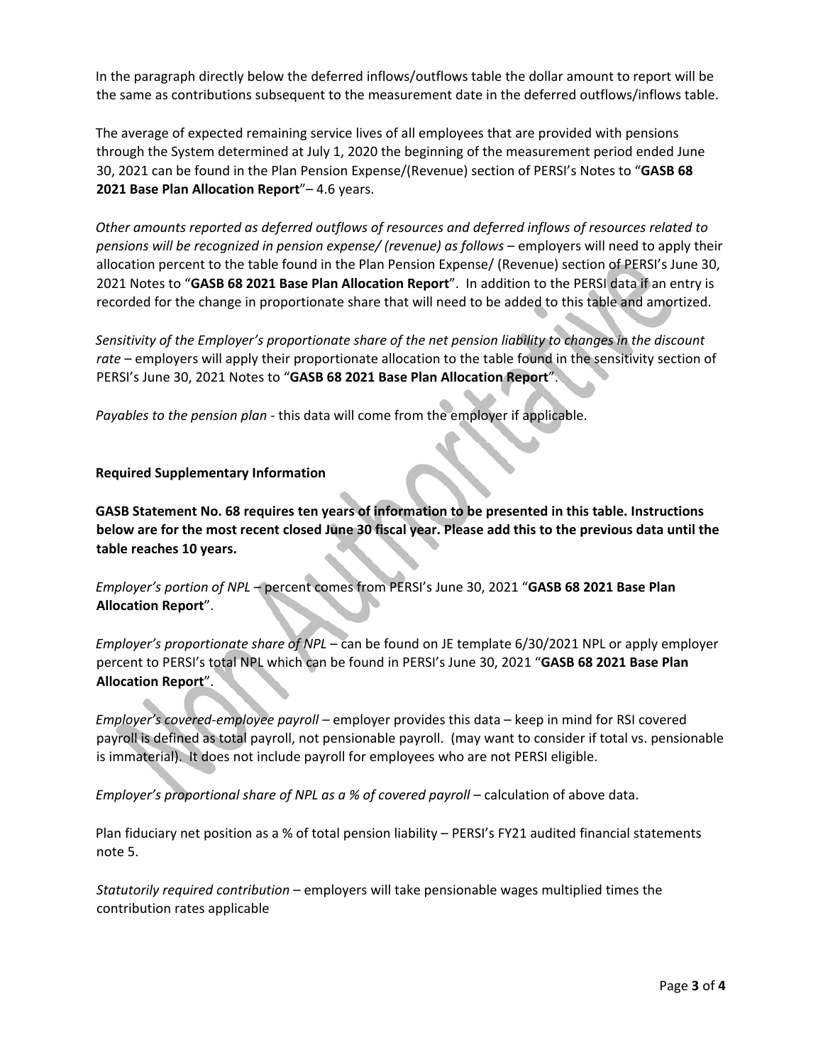In the paragraph directly below the deferred inflows/outflows table the dollar amount to report will be the same as contributions subsequent to the measurement date in the deferred outflows/inflows table.

The average of expected remaining service lives of all employees that are provided with pensions through the System determined at July 1, 2020 the beginning of the measurement period ended June 30, 2021 can be found in the Plan Pension Expense/(Revenue) section of PERSI's Notes to "**GASB 68 2021 Base Plan Allocation Report**"– 4.6 years.

*Other amounts reported as deferred outflows of resources and deferred inflows of resources related to pensions will be recognized in pension expense/ (revenue) as follows* – employers will need to apply their allocation percent to the table found in the Plan Pension Expense/ (Revenue) section of PERSI's June 30, 2021 Notes to "**GASB 68 2021 Base Plan Allocation Report**". In addition to the PERSI data if an entry is recorded for the change in proportionate share that will need to be added to this table and amortized.

*Sensitivity of the Employer's proportionate share of the net pension liability to changes in the discount rate* – employers will apply their proportionate allocation to the table found in the sensitivity section of PERSI's June 30, 2021 Notes to "**GASB 68 2021 Base Plan Allocation Report**".

*Payables to the pension plan* - this data will come from the employer if applicable.

**Required Supplementary Information**

**GASB Statement No. 68 requires ten years of information to be presented in this table. Instructions below are for the most recent closed June 30 fiscal year. Please add this to the previous data until the table reaches 10 years.**

*Employer's portion of NPL* – percent comes from PERSI's June 30, 2021 "**GASB 68 2021 Base Plan Allocation Report**".

*Employer's proportionate share of NPL* – can be found on JE template 6/30/2021 NPL or apply employer percent to PERSI's total NPL which can be found in PERSI's June 30, 2021 "**GASB 68 2021 Base Plan Allocation Report**".

*Employer's covered-employee payroll* – employer provides this data – keep in mind for RSI covered payroll is defined as total payroll, not pensionable payroll. (may want to consider if total vs. pensionable is immaterial). It does not include payroll for employees who are not PERSI eligible.

*Employer's proportional share of NPL as a % of covered payroll* – calculation of above data.

Plan fiduciary net position as a % of total pension liability – PERSI's FY21 audited financial statements note 5.

*Statutorily required contribution* – employers will take pensionable wages multiplied times the contribution rates applicable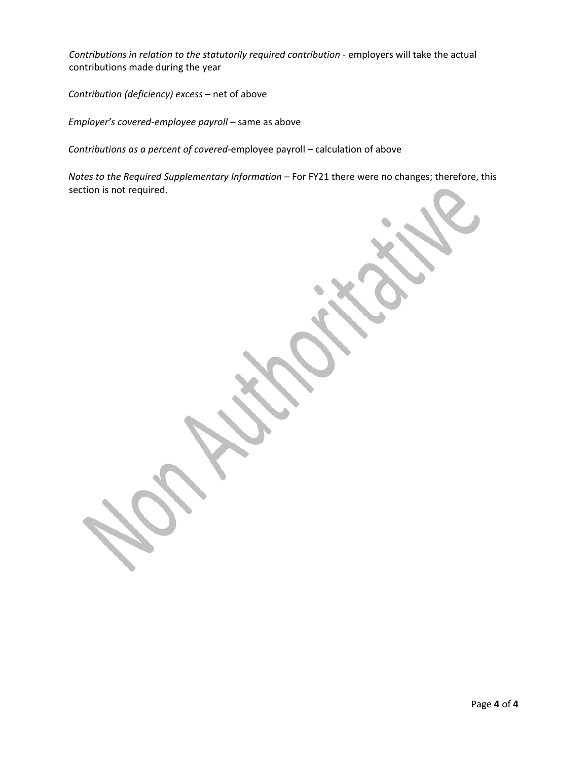*Contributions in relation to the statutorily required contribution* - employers will take the actual contributions made during the year

*Contribution (deficiency) excess* – net of above

*Employer's covered-employee payroll* – same as above

*Contributions as a percent of covered*-employee payroll – calculation of above

*Notes to the Required Supplementary Information* – For FY21 there were no changes; therefore, this section is not required.